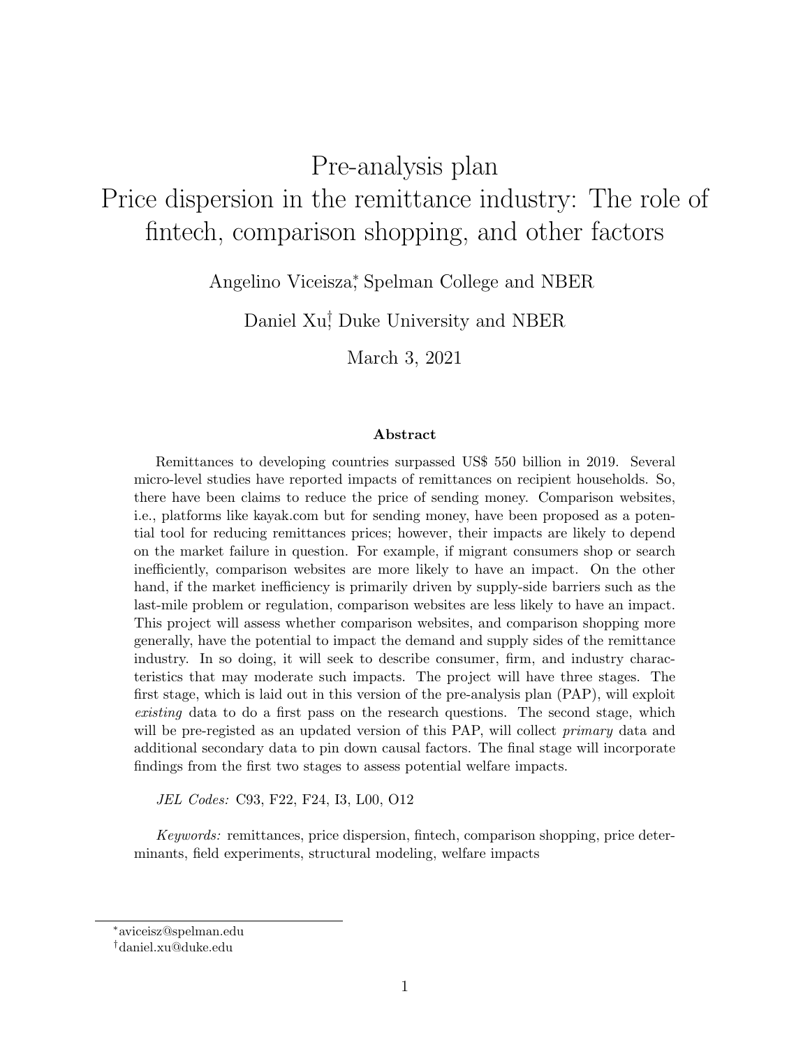# Pre-analysis plan
# Price dispersion in the remittance industry: The role of fintech, comparison shopping, and other factors

Angelino Viceisza[*], Spelman College and NBER

Daniel Xu[†], Duke University and NBER

March 3, 2021

### Abstract

Remittances to developing countries surpassed US$ 550 billion in 2019. Several micro-level studies have reported impacts of remittances on recipient households. So, there have been claims to reduce the price of sending money. Comparison websites, i.e., platforms like kayak.com but for sending money, have been proposed as a potential tool for reducing remittances prices; however, their impacts are likely to depend on the market failure in question. For example, if migrant consumers shop or search inefficiently, comparison websites are more likely to have an impact. On the other hand, if the market inefficiency is primarily driven by supply-side barriers such as the last-mile problem or regulation, comparison websites are less likely to have an impact. This project will assess whether comparison websites, and comparison shopping more generally, have the potential to impact the demand and supply sides of the remittance industry. In so doing, it will seek to describe consumer, firm, and industry characteristics that may moderate such impacts. The project will have three stages. The first stage, which is laid out in this version of the pre-analysis plan (PAP), will exploit *existing* data to do a first pass on the research questions. The second stage, which will be pre-registed as an updated version of this PAP, will collect *primary* data and additional secondary data to pin down causal factors. The final stage will incorporate findings from the first two stages to assess potential welfare impacts.

*JEL Codes:* C93, F22, F24, I3, L00, O12

*Keywords:* remittances, price dispersion, fintech, comparison shopping, price determinants, field experiments, structural modeling, welfare impacts

---

[*] aviceisz@spelman.edu

[†] daniel.xu@duke.edu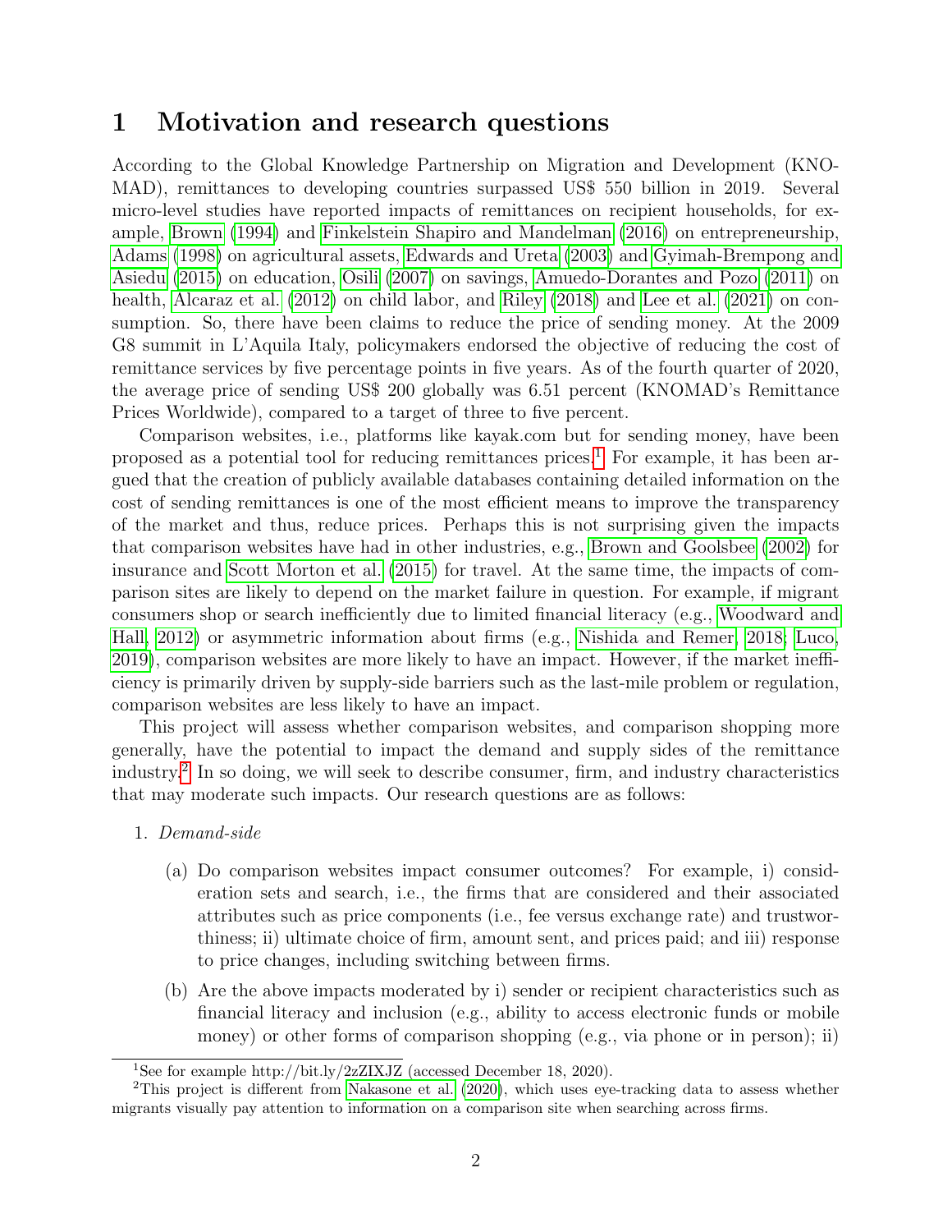# 1 Motivation and research questions

According to the Global Knowledge Partnership on Migration and Development (KNOMAD), remittances to developing countries surpassed US$ 550 billion in 2019. Several micro-level studies have reported impacts of remittances on recipient households, for example, Brown (1994) and Finkelstein Shapiro and Mandelman (2016) on entrepreneurship, Adams (1998) on agricultural assets, Edwards and Ureta (2003) and Gyimah-Brempong and Asiedu (2015) on education, Osili (2007) on savings, Amuedo-Dorantes and Pozo (2011) on health, Alcaraz et al. (2012) on child labor, and Riley (2018) and Lee et al. (2021) on consumption. So, there have been claims to reduce the price of sending money. At the 2009 G8 summit in L'Aquila Italy, policymakers endorsed the objective of reducing the cost of remittance services by five percentage points in five years. As of the fourth quarter of 2020, the average price of sending US$ 200 globally was 6.51 percent (KNOMAD's Remittance Prices Worldwide), compared to a target of three to five percent.

Comparison websites, i.e., platforms like kayak.com but for sending money, have been proposed as a potential tool for reducing remittances prices.[1] For example, it has been argued that the creation of publicly available databases containing detailed information on the cost of sending remittances is one of the most efficient means to improve the transparency of the market and thus, reduce prices. Perhaps this is not surprising given the impacts that comparison websites have had in other industries, e.g., Brown and Goolsbee (2002) for insurance and Scott Morton et al. (2015) for travel. At the same time, the impacts of comparison sites are likely to depend on the market failure in question. For example, if migrant consumers shop or search inefficiently due to limited financial literacy (e.g., Woodward and Hall, 2012) or asymmetric information about firms (e.g., Nishida and Remer, 2018; Luco, 2019), comparison websites are more likely to have an impact. However, if the market inefficiency is primarily driven by supply-side barriers such as the last-mile problem or regulation, comparison websites are less likely to have an impact.

This project will assess whether comparison websites, and comparison shopping more generally, have the potential to impact the demand and supply sides of the remittance industry.[2] In so doing, we will seek to describe consumer, firm, and industry characteristics that may moderate such impacts. Our research questions are as follows:

1. *Demand-side*
   (a) Do comparison websites impact consumer outcomes? For example, i) consideration sets and search, i.e., the firms that are considered and their associated attributes such as price components (i.e., fee versus exchange rate) and trustworthiness; ii) ultimate choice of firm, amount sent, and prices paid; and iii) response to price changes, including switching between firms.
   (b) Are the above impacts moderated by i) sender or recipient characteristics such as financial literacy and inclusion (e.g., ability to access electronic funds or mobile money) or other forms of comparison shopping (e.g., via phone or in person); ii)

[1] See for example http://bit.ly/2zZIXJZ (accessed December 18, 2020).

[2] This project is different from Nakasone et al. (2020), which uses eye-tracking data to assess whether migrants visually pay attention to information on a comparison site when searching across firms.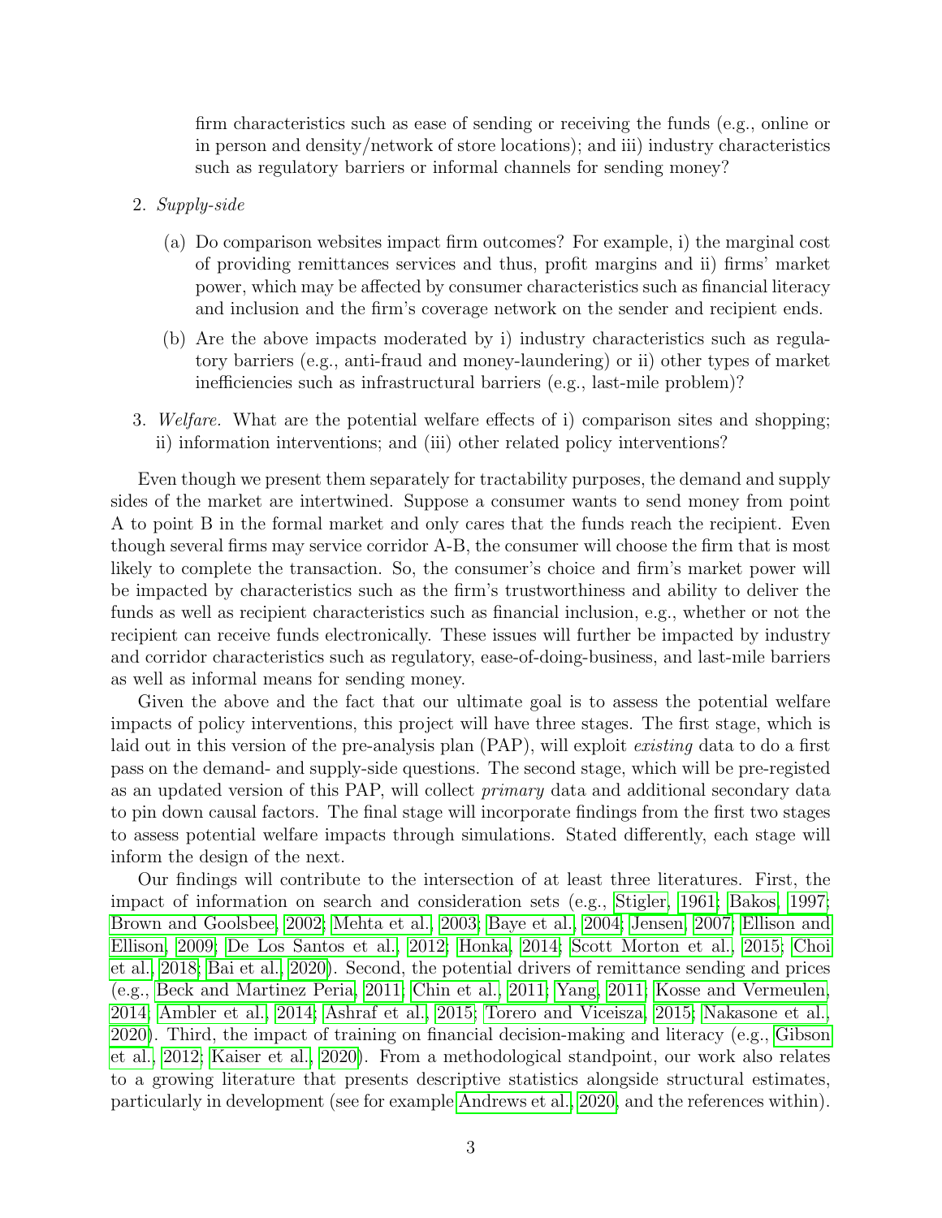firm characteristics such as ease of sending or receiving the funds (e.g., online or in person and density/network of store locations); and iii) industry characteristics such as regulatory barriers or informal channels for sending money?

2. *Supply-side*

   (a) Do comparison websites impact firm outcomes? For example, i) the marginal cost of providing remittances services and thus, profit margins and ii) firms' market power, which may be affected by consumer characteristics such as financial literacy and inclusion and the firm's coverage network on the sender and recipient ends.

   (b) Are the above impacts moderated by i) industry characteristics such as regulatory barriers (e.g., anti-fraud and money-laundering) or ii) other types of market inefficiencies such as infrastructural barriers (e.g., last-mile problem)?

3. *Welfare.* What are the potential welfare effects of i) comparison sites and shopping; ii) information interventions; and (iii) other related policy interventions?

Even though we present them separately for tractability purposes, the demand and supply sides of the market are intertwined. Suppose a consumer wants to send money from point A to point B in the formal market and only cares that the funds reach the recipient. Even though several firms may service corridor A-B, the consumer will choose the firm that is most likely to complete the transaction. So, the consumer's choice and firm's market power will be impacted by characteristics such as the firm's trustworthiness and ability to deliver the funds as well as recipient characteristics such as financial inclusion, e.g., whether or not the recipient can receive funds electronically. These issues will further be impacted by industry and corridor characteristics such as regulatory, ease-of-doing-business, and last-mile barriers as well as informal means for sending money.

Given the above and the fact that our ultimate goal is to assess the potential welfare impacts of policy interventions, this project will have three stages. The first stage, which is laid out in this version of the pre-analysis plan (PAP), will exploit *existing* data to do a first pass on the demand- and supply-side questions. The second stage, which will be pre-registed as an updated version of this PAP, will collect *primary* data and additional secondary data to pin down causal factors. The final stage will incorporate findings from the first two stages to assess potential welfare impacts through simulations. Stated differently, each stage will inform the design of the next.

Our findings will contribute to the intersection of at least three literatures. First, the impact of information on search and consideration sets (e.g., Stigler, 1961; Bakos, 1997; Brown and Goolsbee, 2002; Mehta et al., 2003; Baye et al., 2004; Jensen, 2007; Ellison and Ellison, 2009; De Los Santos et al., 2012; Honka, 2014; Scott Morton et al., 2015; Choi et al., 2018; Bai et al., 2020). Second, the potential drivers of remittance sending and prices (e.g., Beck and Martinez Peria, 2011; Chin et al., 2011; Yang, 2011; Kosse and Vermeulen, 2014; Ambler et al., 2014; Ashraf et al., 2015; Torero and Viceisza, 2015; Nakasone et al., 2020). Third, the impact of training on financial decision-making and literacy (e.g., Gibson et al., 2012; Kaiser et al., 2020). From a methodological standpoint, our work also relates to a growing literature that presents descriptive statistics alongside structural estimates, particularly in development (see for example Andrews et al., 2020, and the references within).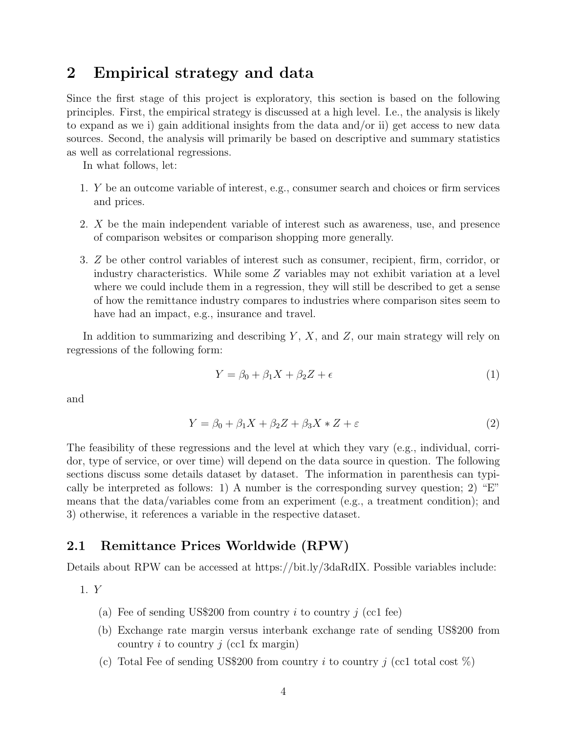## 2 Empirical strategy and data

Since the first stage of this project is exploratory, this section is based on the following principles. First, the empirical strategy is discussed at a high level. I.e., the analysis is likely to expand as we i) gain additional insights from the data and/or ii) get access to new data sources. Second, the analysis will primarily be based on descriptive and summary statistics as well as correlational regressions.

In what follows, let:

1. $Y$ be an outcome variable of interest, e.g., consumer search and choices or firm services and prices.
2. $X$ be the main independent variable of interest such as awareness, use, and presence of comparison websites or comparison shopping more generally.
3. $Z$ be other control variables of interest such as consumer, recipient, firm, corridor, or industry characteristics. While some $Z$ variables may not exhibit variation at a level where we could include them in a regression, they will still be described to get a sense of how the remittance industry compares to industries where comparison sites seem to have had an impact, e.g., insurance and travel.

In addition to summarizing and describing $Y$, $X$, and $Z$, our main strategy will rely on regressions of the following form:

$$Y = \beta_0 + \beta_1 X + \beta_2 Z + \epsilon \tag{1}$$

and

$$Y = \beta_0 + \beta_1 X + \beta_2 Z + \beta_3 X * Z + \varepsilon \tag{2}$$

The feasibility of these regressions and the level at which they vary (e.g., individual, corridor, type of service, or over time) will depend on the data source in question. The following sections discuss some details dataset by dataset. The information in parenthesis can typically be interpreted as follows: 1) A number is the corresponding survey question; 2) "E" means that the data/variables come from an experiment (e.g., a treatment condition); and 3) otherwise, it references a variable in the respective dataset.

### 2.1 Remittance Prices Worldwide (RPW)

Details about RPW can be accessed at https://bit.ly/3daRdIX. Possible variables include:

1. $Y$
   (a) Fee of sending US$200 from country $i$ to country $j$ (cc1 fee)
   (b) Exchange rate margin versus interbank exchange rate of sending US$200 from country $i$ to country $j$ (cc1 fx margin)
   (c) Total Fee of sending US$200 from country $i$ to country $j$ (cc1 total cost %)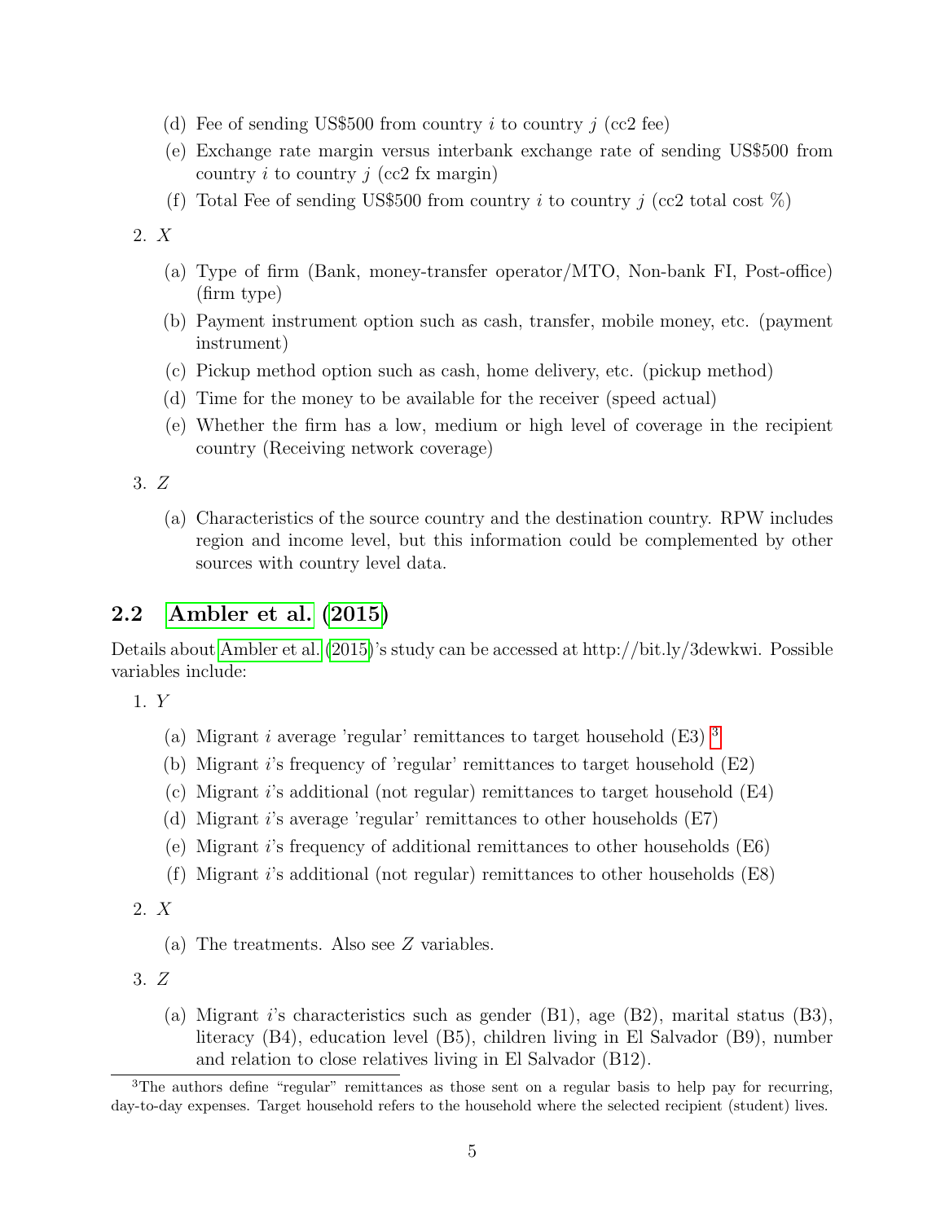(d) Fee of sending US$500 from country $i$ to country $j$ (cc2 fee)

(e) Exchange rate margin versus interbank exchange rate of sending US$500 from country $i$ to country $j$ (cc2 fx margin)

(f) Total Fee of sending US$500 from country $i$ to country $j$ (cc2 total cost %)

2. $X$

   (a) Type of firm (Bank, money-transfer operator/MTO, Non-bank FI, Post-office) (firm type)

   (b) Payment instrument option such as cash, transfer, mobile money, etc. (payment instrument)

   (c) Pickup method option such as cash, home delivery, etc. (pickup method)

   (d) Time for the money to be available for the receiver (speed actual)

   (e) Whether the firm has a low, medium or high level of coverage in the recipient country (Receiving network coverage)

3. $Z$

   (a) Characteristics of the source country and the destination country. RPW includes region and income level, but this information could be complemented by other sources with country level data.

## 2.2 Ambler et al. (2015)

Details about Ambler et al. (2015)'s study can be accessed at http://bit.ly/3dewkwi. Possible variables include:

1. $Y$

   (a) Migrant $i$ average 'regular' remittances to target household (E3) [3]

   (b) Migrant $i$'s frequency of 'regular' remittances to target household (E2)

   (c) Migrant $i$'s additional (not regular) remittances to target household (E4)

   (d) Migrant $i$'s average 'regular' remittances to other households (E7)

   (e) Migrant $i$'s frequency of additional remittances to other households (E6)

   (f) Migrant $i$'s additional (not regular) remittances to other households (E8)

2. $X$

   (a) The treatments. Also see $Z$ variables.

3. $Z$

   (a) Migrant $i$'s characteristics such as gender (B1), age (B2), marital status (B3), literacy (B4), education level (B5), children living in El Salvador (B9), number and relation to close relatives living in El Salvador (B12).

[3] The authors define "regular" remittances as those sent on a regular basis to help pay for recurring, day-to-day expenses. Target household refers to the household where the selected recipient (student) lives.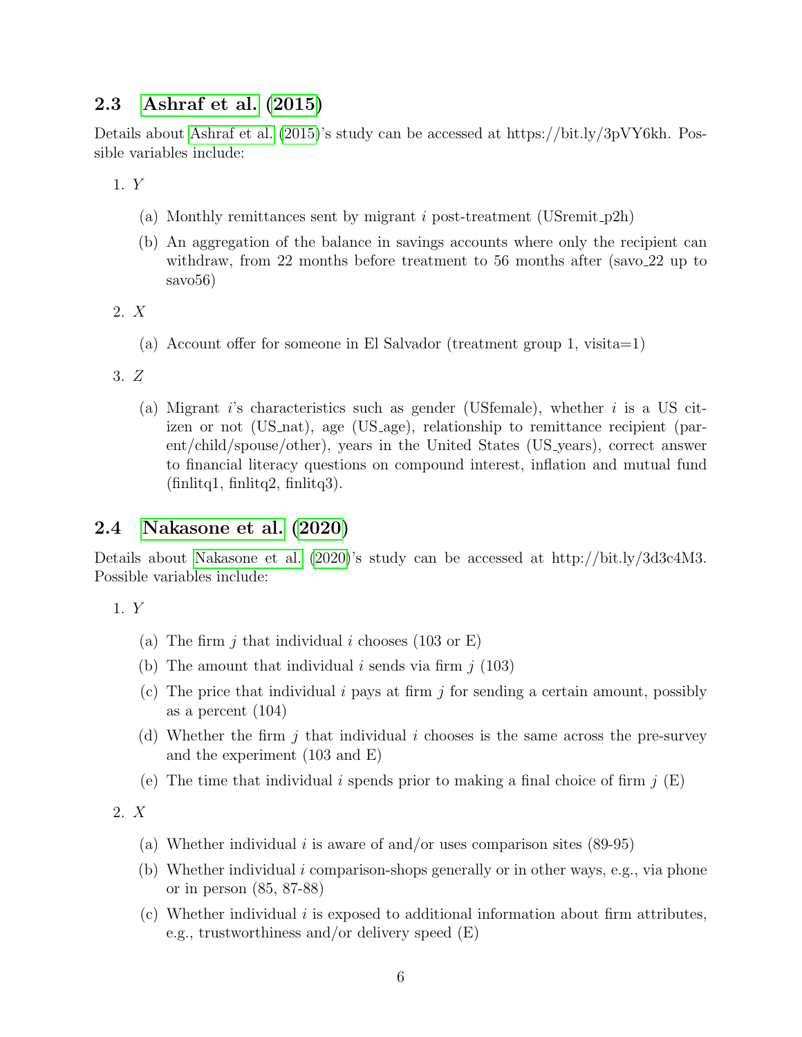### 2.3 Ashraf et al. (2015)

Details about Ashraf et al. (2015)'s study can be accessed at https://bit.ly/3pVY6kh. Possible variables include:

1. $Y$
   (a) Monthly remittances sent by migrant $i$ post-treatment (USremit_p2h)
   (b) An aggregation of the balance in savings accounts where only the recipient can withdraw, from 22 months before treatment to 56 months after (savo_22 up to savo56)
2. $X$
   (a) Account offer for someone in El Salvador (treatment group 1, visita=1)
3. $Z$
   (a) Migrant $i$'s characteristics such as gender (USfemale), whether $i$ is a US citizen or not (US_nat), age (US_age), relationship to remittance recipient (parent/child/spouse/other), years in the United States (US_years), correct answer to financial literacy questions on compound interest, inflation and mutual fund (finlitq1, finlitq2, finlitq3).

### 2.4 Nakasone et al. (2020)

Details about Nakasone et al. (2020)'s study can be accessed at http://bit.ly/3d3c4M3. Possible variables include:

1. $Y$
   (a) The firm $j$ that individual $i$ chooses (103 or E)
   (b) The amount that individual $i$ sends via firm $j$ (103)
   (c) The price that individual $i$ pays at firm $j$ for sending a certain amount, possibly as a percent (104)
   (d) Whether the firm $j$ that individual $i$ chooses is the same across the pre-survey and the experiment (103 and E)
   (e) The time that individual $i$ spends prior to making a final choice of firm $j$ (E)
2. $X$
   (a) Whether individual $i$ is aware of and/or uses comparison sites (89-95)
   (b) Whether individual $i$ comparison-shops generally or in other ways, e.g., via phone or in person (85, 87-88)
   (c) Whether individual $i$ is exposed to additional information about firm attributes, e.g., trustworthiness and/or delivery speed (E)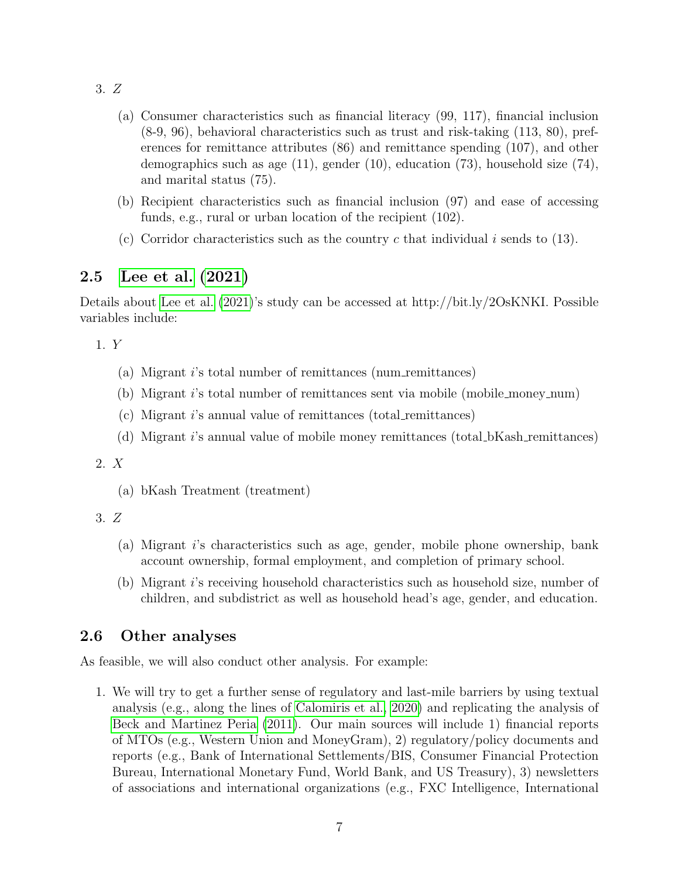3. $Z$

   (a) Consumer characteristics such as financial literacy (99, 117), financial inclusion (8-9, 96), behavioral characteristics such as trust and risk-taking (113, 80), preferences for remittance attributes (86) and remittance spending (107), and other demographics such as age (11), gender (10), education (73), household size (74), and marital status (75).

   (b) Recipient characteristics such as financial inclusion (97) and ease of accessing funds, e.g., rural or urban location of the recipient (102).

   (c) Corridor characteristics such as the country $c$ that individual $i$ sends to (13).

## 2.5 Lee et al. (2021)

Details about Lee et al. (2021)'s study can be accessed at http://bit.ly/2OsKNKI. Possible variables include:

1. $Y$

   (a) Migrant $i$'s total number of remittances (num_remittances)

   (b) Migrant $i$'s total number of remittances sent via mobile (mobile_money_num)

   (c) Migrant $i$'s annual value of remittances (total_remittances)

   (d) Migrant $i$'s annual value of mobile money remittances (total_bKash_remittances)

2. $X$

   (a) bKash Treatment (treatment)

3. $Z$

   (a) Migrant $i$'s characteristics such as age, gender, mobile phone ownership, bank account ownership, formal employment, and completion of primary school.

   (b) Migrant $i$'s receiving household characteristics such as household size, number of children, and subdistrict as well as household head's age, gender, and education.

## 2.6 Other analyses

As feasible, we will also conduct other analysis. For example:

1. We will try to get a further sense of regulatory and last-mile barriers by using textual analysis (e.g., along the lines of Calomiris et al., 2020) and replicating the analysis of Beck and Martinez Peria (2011). Our main sources will include 1) financial reports of MTOs (e.g., Western Union and MoneyGram), 2) regulatory/policy documents and reports (e.g., Bank of International Settlements/BIS, Consumer Financial Protection Bureau, International Monetary Fund, World Bank, and US Treasury), 3) newsletters of associations and international organizations (e.g., FXC Intelligence, International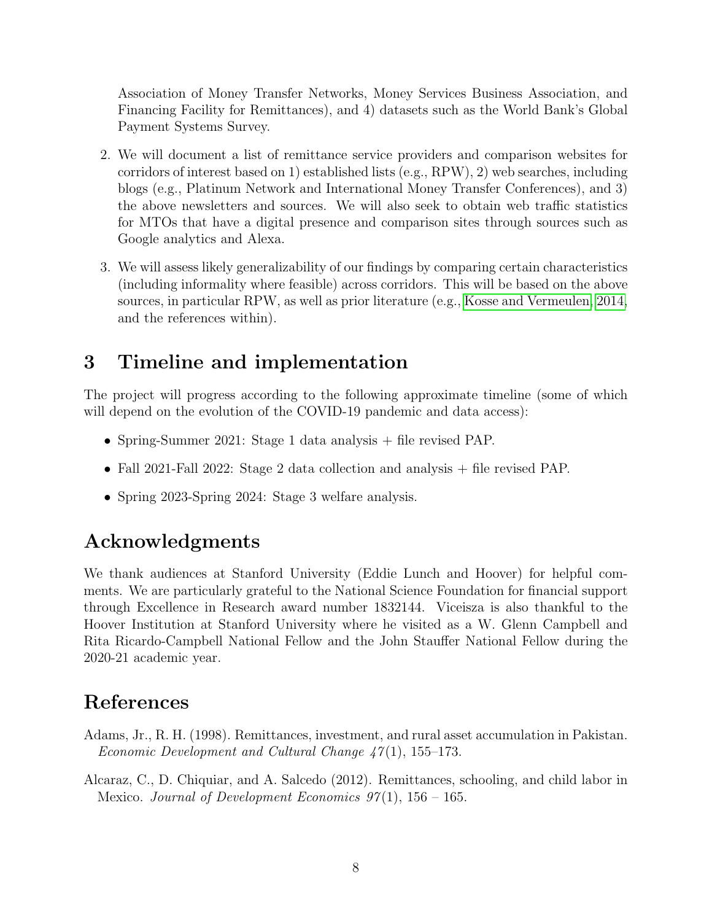Association of Money Transfer Networks, Money Services Business Association, and Financing Facility for Remittances), and 4) datasets such as the World Bank's Global Payment Systems Survey.

2. We will document a list of remittance service providers and comparison websites for corridors of interest based on 1) established lists (e.g., RPW), 2) web searches, including blogs (e.g., Platinum Network and International Money Transfer Conferences), and 3) the above newsletters and sources. We will also seek to obtain web traffic statistics for MTOs that have a digital presence and comparison sites through sources such as Google analytics and Alexa.

3. We will assess likely generalizability of our findings by comparing certain characteristics (including informality where feasible) across corridors. This will be based on the above sources, in particular RPW, as well as prior literature (e.g., Kosse and Vermeulen, 2014, and the references within).

# 3 Timeline and implementation

The project will progress according to the following approximate timeline (some of which will depend on the evolution of the COVID-19 pandemic and data access):

- Spring-Summer 2021: Stage 1 data analysis + file revised PAP.
- Fall 2021-Fall 2022: Stage 2 data collection and analysis + file revised PAP.
- Spring 2023-Spring 2024: Stage 3 welfare analysis.

# Acknowledgments

We thank audiences at Stanford University (Eddie Lunch and Hoover) for helpful comments. We are particularly grateful to the National Science Foundation for financial support through Excellence in Research award number 1832144. Viceisza is also thankful to the Hoover Institution at Stanford University where he visited as a W. Glenn Campbell and Rita Ricardo-Campbell National Fellow and the John Stauffer National Fellow during the 2020-21 academic year.

# References

Adams, Jr., R. H. (1998). Remittances, investment, and rural asset accumulation in Pakistan. *Economic Development and Cultural Change 47*(1), 155–173.

Alcaraz, C., D. Chiquiar, and A. Salcedo (2012). Remittances, schooling, and child labor in Mexico. *Journal of Development Economics 97*(1), 156 – 165.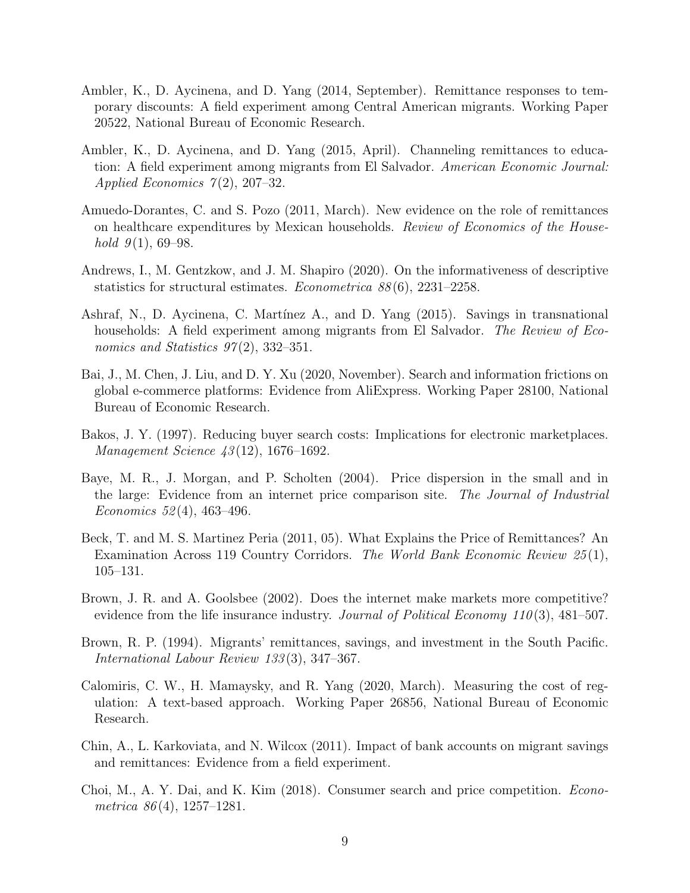Ambler, K., D. Aycinena, and D. Yang (2014, September). Remittance responses to temporary discounts: A field experiment among Central American migrants. Working Paper 20522, National Bureau of Economic Research.

Ambler, K., D. Aycinena, and D. Yang (2015, April). Channeling remittances to education: A field experiment among migrants from El Salvador. *American Economic Journal: Applied Economics 7*(2), 207–32.

Amuedo-Dorantes, C. and S. Pozo (2011, March). New evidence on the role of remittances on healthcare expenditures by Mexican households. *Review of Economics of the Household 9*(1), 69–98.

Andrews, I., M. Gentzkow, and J. M. Shapiro (2020). On the informativeness of descriptive statistics for structural estimates. *Econometrica 88*(6), 2231–2258.

Ashraf, N., D. Aycinena, C. Martínez A., and D. Yang (2015). Savings in transnational households: A field experiment among migrants from El Salvador. *The Review of Economics and Statistics 97*(2), 332–351.

Bai, J., M. Chen, J. Liu, and D. Y. Xu (2020, November). Search and information frictions on global e-commerce platforms: Evidence from AliExpress. Working Paper 28100, National Bureau of Economic Research.

Bakos, J. Y. (1997). Reducing buyer search costs: Implications for electronic marketplaces. *Management Science 43*(12), 1676–1692.

Baye, M. R., J. Morgan, and P. Scholten (2004). Price dispersion in the small and in the large: Evidence from an internet price comparison site. *The Journal of Industrial Economics 52*(4), 463–496.

Beck, T. and M. S. Martinez Peria (2011, 05). What Explains the Price of Remittances? An Examination Across 119 Country Corridors. *The World Bank Economic Review 25*(1), 105–131.

Brown, J. R. and A. Goolsbee (2002). Does the internet make markets more competitive? evidence from the life insurance industry. *Journal of Political Economy 110*(3), 481–507.

Brown, R. P. (1994). Migrants' remittances, savings, and investment in the South Pacific. *International Labour Review 133*(3), 347–367.

Calomiris, C. W., H. Mamaysky, and R. Yang (2020, March). Measuring the cost of regulation: A text-based approach. Working Paper 26856, National Bureau of Economic Research.

Chin, A., L. Karkoviata, and N. Wilcox (2011). Impact of bank accounts on migrant savings and remittances: Evidence from a field experiment.

Choi, M., A. Y. Dai, and K. Kim (2018). Consumer search and price competition. *Econometrica 86*(4), 1257–1281.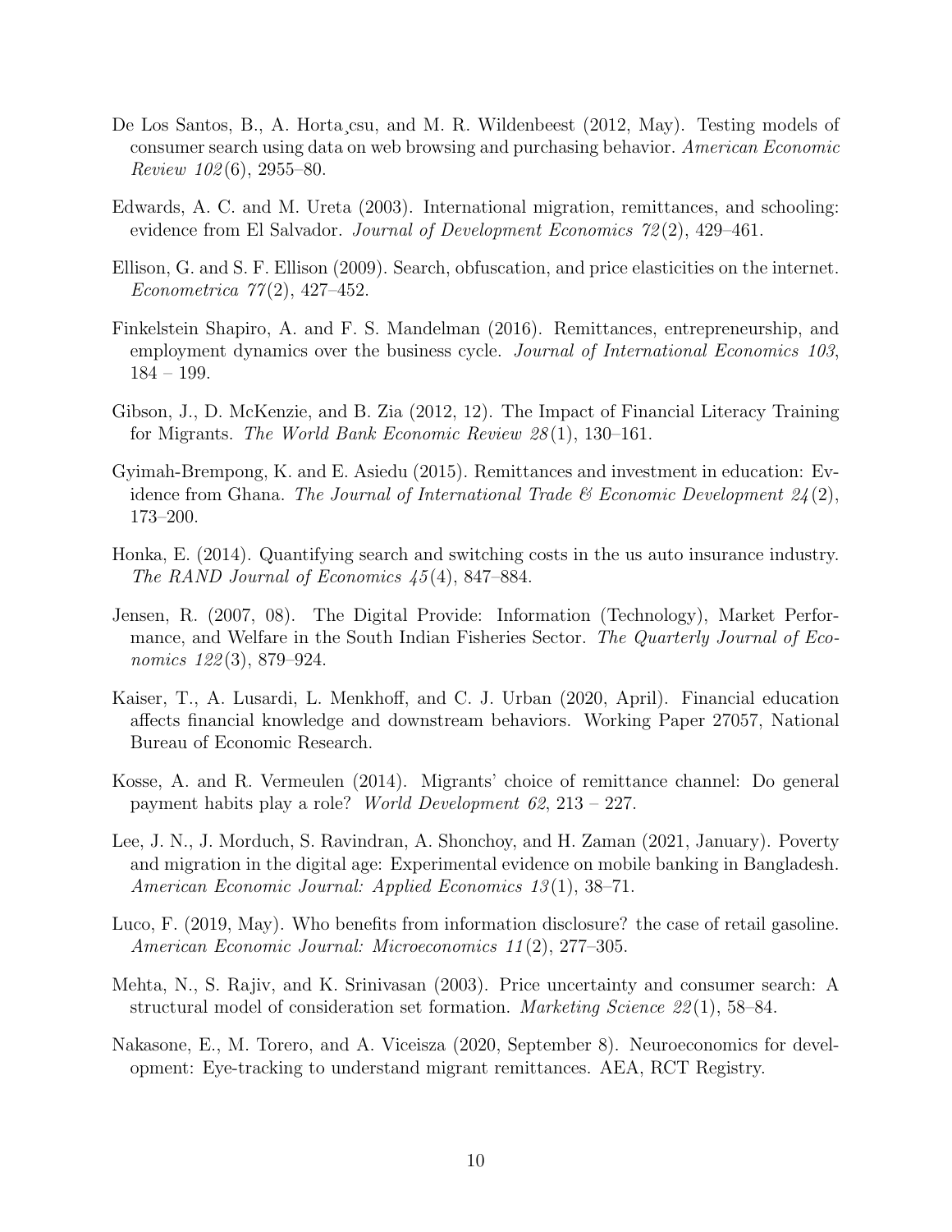De Los Santos, B., A. Hortaçsu, and M. R. Wildenbeest (2012, May). Testing models of consumer search using data on web browsing and purchasing behavior. *American Economic Review 102*(6), 2955–80.

Edwards, A. C. and M. Ureta (2003). International migration, remittances, and schooling: evidence from El Salvador. *Journal of Development Economics 72*(2), 429–461.

Ellison, G. and S. F. Ellison (2009). Search, obfuscation, and price elasticities on the internet. *Econometrica 77*(2), 427–452.

Finkelstein Shapiro, A. and F. S. Mandelman (2016). Remittances, entrepreneurship, and employment dynamics over the business cycle. *Journal of International Economics 103*, 184 – 199.

Gibson, J., D. McKenzie, and B. Zia (2012, 12). The Impact of Financial Literacy Training for Migrants. *The World Bank Economic Review 28*(1), 130–161.

Gyimah-Brempong, K. and E. Asiedu (2015). Remittances and investment in education: Evidence from Ghana. *The Journal of International Trade & Economic Development 24*(2), 173–200.

Honka, E. (2014). Quantifying search and switching costs in the us auto insurance industry. *The RAND Journal of Economics 45*(4), 847–884.

Jensen, R. (2007, 08). The Digital Provide: Information (Technology), Market Performance, and Welfare in the South Indian Fisheries Sector. *The Quarterly Journal of Economics 122*(3), 879–924.

Kaiser, T., A. Lusardi, L. Menkhoff, and C. J. Urban (2020, April). Financial education affects financial knowledge and downstream behaviors. Working Paper 27057, National Bureau of Economic Research.

Kosse, A. and R. Vermeulen (2014). Migrants' choice of remittance channel: Do general payment habits play a role? *World Development 62*, 213 – 227.

Lee, J. N., J. Morduch, S. Ravindran, A. Shonchoy, and H. Zaman (2021, January). Poverty and migration in the digital age: Experimental evidence on mobile banking in Bangladesh. *American Economic Journal: Applied Economics 13*(1), 38–71.

Luco, F. (2019, May). Who benefits from information disclosure? the case of retail gasoline. *American Economic Journal: Microeconomics 11*(2), 277–305.

Mehta, N., S. Rajiv, and K. Srinivasan (2003). Price uncertainty and consumer search: A structural model of consideration set formation. *Marketing Science 22*(1), 58–84.

Nakasone, E., M. Torero, and A. Viceisza (2020, September 8). Neuroeconomics for development: Eye-tracking to understand migrant remittances. AEA, RCT Registry.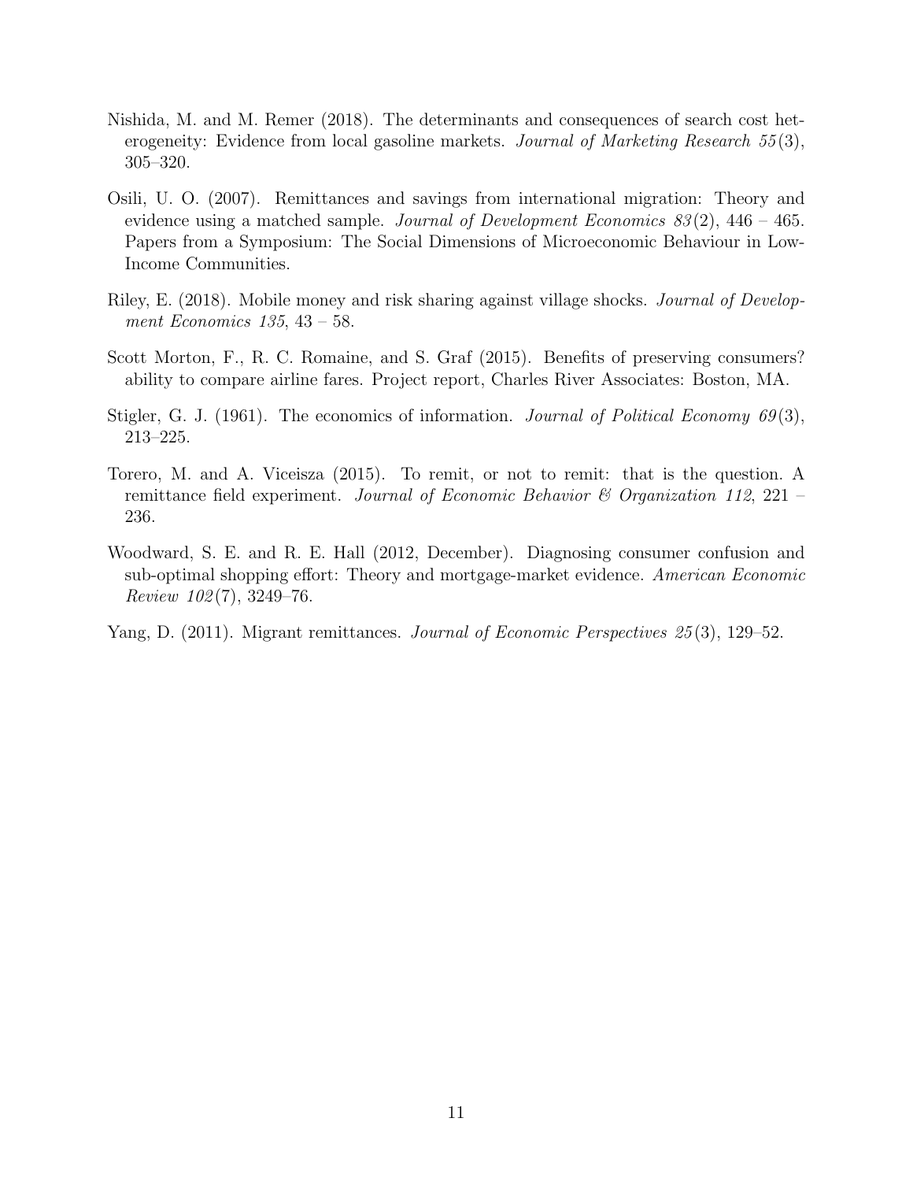Nishida, M. and M. Remer (2018). The determinants and consequences of search cost heterogeneity: Evidence from local gasoline markets. *Journal of Marketing Research 55*(3), 305–320.

Osili, U. O. (2007). Remittances and savings from international migration: Theory and evidence using a matched sample. *Journal of Development Economics 83*(2), 446 – 465. Papers from a Symposium: The Social Dimensions of Microeconomic Behaviour in Low-Income Communities.

Riley, E. (2018). Mobile money and risk sharing against village shocks. *Journal of Development Economics 135*, 43 – 58.

Scott Morton, F., R. C. Romaine, and S. Graf (2015). Benefits of preserving consumers? ability to compare airline fares. Project report, Charles River Associates: Boston, MA.

Stigler, G. J. (1961). The economics of information. *Journal of Political Economy 69*(3), 213–225.

Torero, M. and A. Viceisza (2015). To remit, or not to remit: that is the question. A remittance field experiment. *Journal of Economic Behavior & Organization 112*, 221 – 236.

Woodward, S. E. and R. E. Hall (2012, December). Diagnosing consumer confusion and sub-optimal shopping effort: Theory and mortgage-market evidence. *American Economic Review 102*(7), 3249–76.

Yang, D. (2011). Migrant remittances. *Journal of Economic Perspectives 25*(3), 129–52.